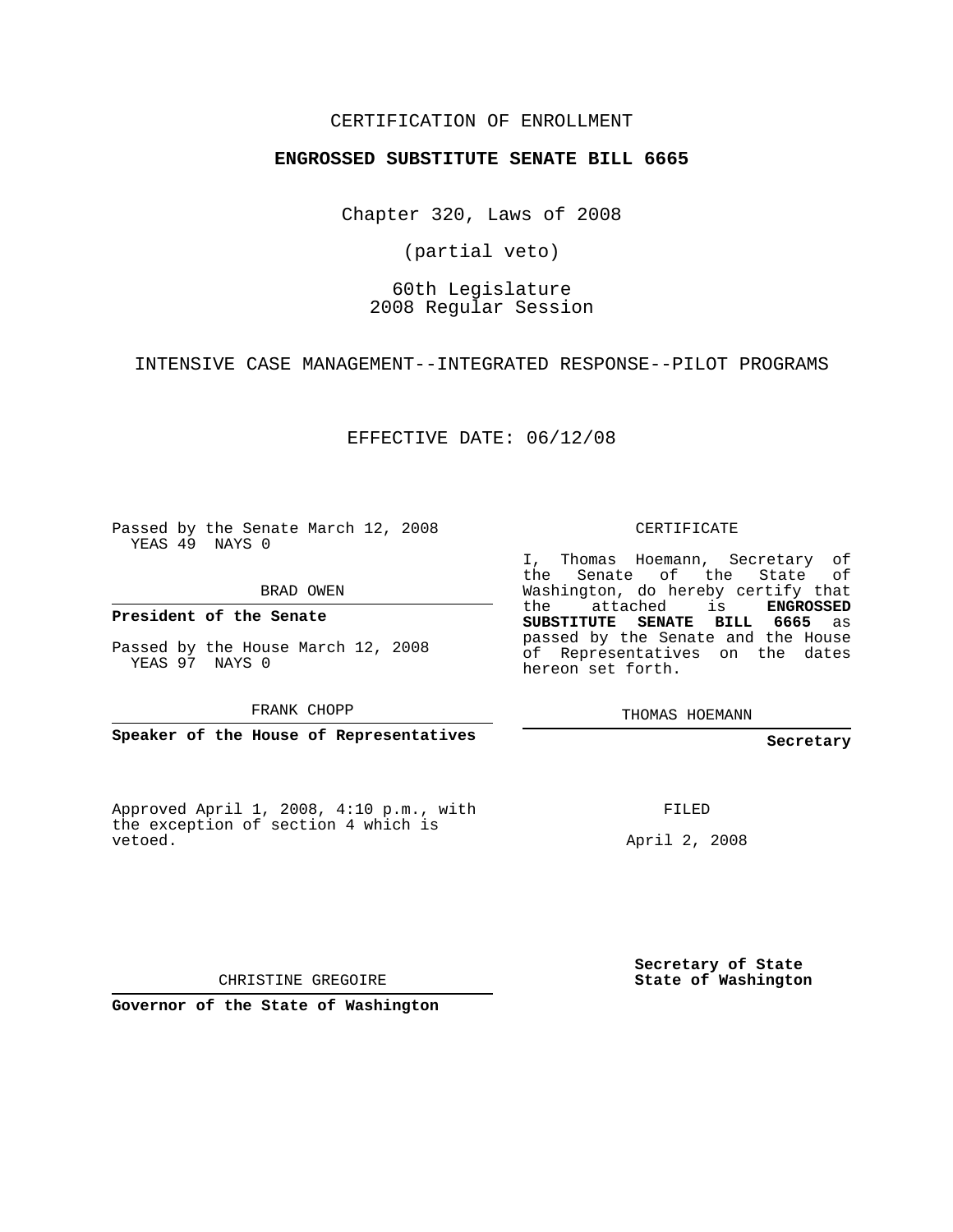CERTIFICATION OF ENROLLMENT

**ENGROSSED SUBSTITUTE SENATE BILL 6665**

Chapter 320, Laws of 2008

(partial veto)

60th Legislature
2008 Regular Session

INTENSIVE CASE MANAGEMENT--INTEGRATED RESPONSE--PILOT PROGRAMS

EFFECTIVE DATE: 06/12/08

Passed by the Senate March 12, 2008
YEAS 49 NAYS 0

BRAD OWEN

**President of the Senate**

Passed by the House March 12, 2008
YEAS 97 NAYS 0

FRANK CHOPP

**Speaker of the House of Representatives**

CERTIFICATE

I, Thomas Hoemann, Secretary of the Senate of the State of Washington, do hereby certify that the attached is **ENGROSSED SUBSTITUTE SENATE BILL 6665** as passed by the Senate and the House of Representatives on the dates hereon set forth.

THOMAS HOEMANN

**Secretary**

Approved April 1, 2008, 4:10 p.m., with the exception of section 4 which is vetoed.

FILED

April 2, 2008

CHRISTINE GREGOIRE

**Governor of the State of Washington**

**Secretary of State**
**State of Washington**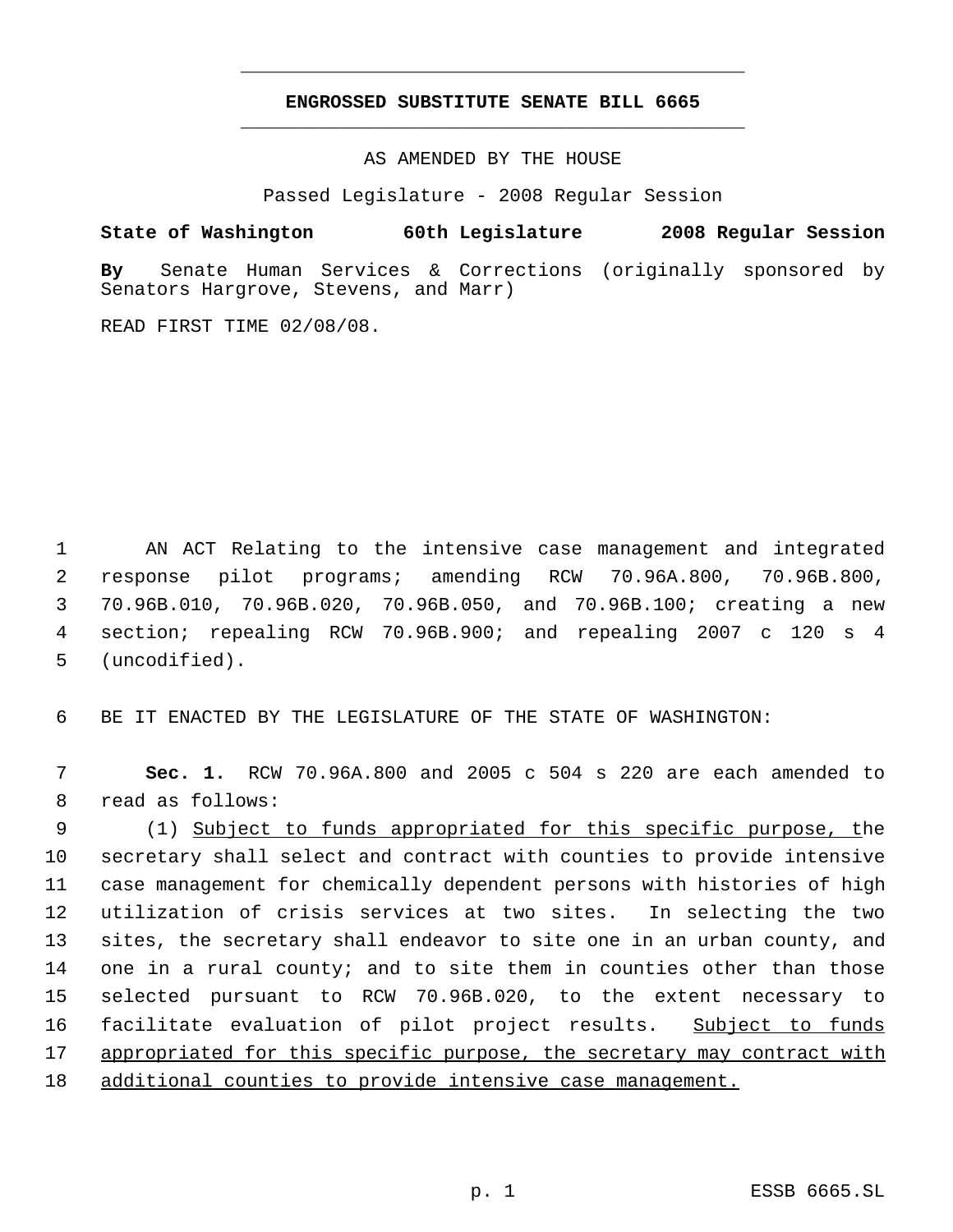# ENGROSSED SUBSTITUTE SENATE BILL 6665

AS AMENDED BY THE HOUSE

Passed Legislature - 2008 Regular Session

**State of Washington 60th Legislature 2008 Regular Session**

**By** Senate Human Services & Corrections (originally sponsored by Senators Hargrove, Stevens, and Marr)

READ FIRST TIME 02/08/08.

AN ACT Relating to the intensive case management and integrated response pilot programs; amending RCW 70.96A.800, 70.96B.800, 70.96B.010, 70.96B.020, 70.96B.050, and 70.96B.100; creating a new section; repealing RCW 70.96B.900; and repealing 2007 c 120 s 4 (uncodified).

BE IT ENACTED BY THE LEGISLATURE OF THE STATE OF WASHINGTON:

**Sec. 1.** RCW 70.96A.800 and 2005 c 504 s 220 are each amended to read as follows:

(1) <u>Subject to funds appropriated for this specific purpose, t</u>he secretary shall select and contract with counties to provide intensive case management for chemically dependent persons with histories of high utilization of crisis services at two sites. In selecting the two sites, the secretary shall endeavor to site one in an urban county, and one in a rural county; and to site them in counties other than those selected pursuant to RCW 70.96B.020, to the extent necessary to facilitate evaluation of pilot project results. <u>Subject to funds appropriated for this specific purpose, the secretary may contract with additional counties to provide intensive case management.</u>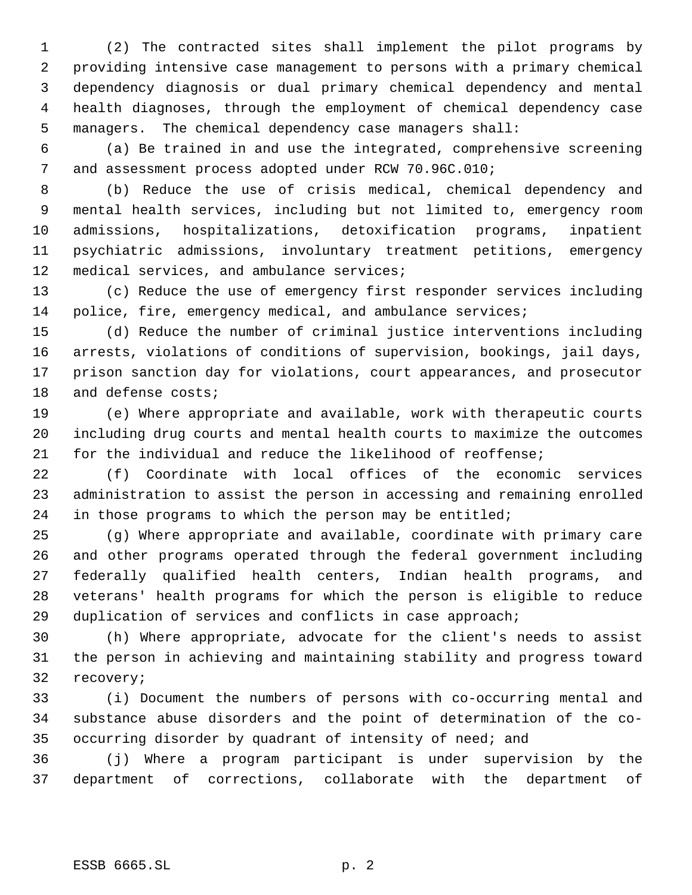(2) The contracted sites shall implement the pilot programs by providing intensive case management to persons with a primary chemical dependency diagnosis or dual primary chemical dependency and mental health diagnoses, through the employment of chemical dependency case managers. The chemical dependency case managers shall:

(a) Be trained in and use the integrated, comprehensive screening and assessment process adopted under RCW 70.96C.010;

(b) Reduce the use of crisis medical, chemical dependency and mental health services, including but not limited to, emergency room admissions, hospitalizations, detoxification programs, inpatient psychiatric admissions, involuntary treatment petitions, emergency medical services, and ambulance services;

(c) Reduce the use of emergency first responder services including police, fire, emergency medical, and ambulance services;

(d) Reduce the number of criminal justice interventions including arrests, violations of conditions of supervision, bookings, jail days, prison sanction day for violations, court appearances, and prosecutor and defense costs;

(e) Where appropriate and available, work with therapeutic courts including drug courts and mental health courts to maximize the outcomes for the individual and reduce the likelihood of reoffense;

(f) Coordinate with local offices of the economic services administration to assist the person in accessing and remaining enrolled in those programs to which the person may be entitled;

(g) Where appropriate and available, coordinate with primary care and other programs operated through the federal government including federally qualified health centers, Indian health programs, and veterans' health programs for which the person is eligible to reduce duplication of services and conflicts in case approach;

(h) Where appropriate, advocate for the client's needs to assist the person in achieving and maintaining stability and progress toward recovery;

(i) Document the numbers of persons with co-occurring mental and substance abuse disorders and the point of determination of the co-occurring disorder by quadrant of intensity of need; and

(j) Where a program participant is under supervision by the department of corrections, collaborate with the department of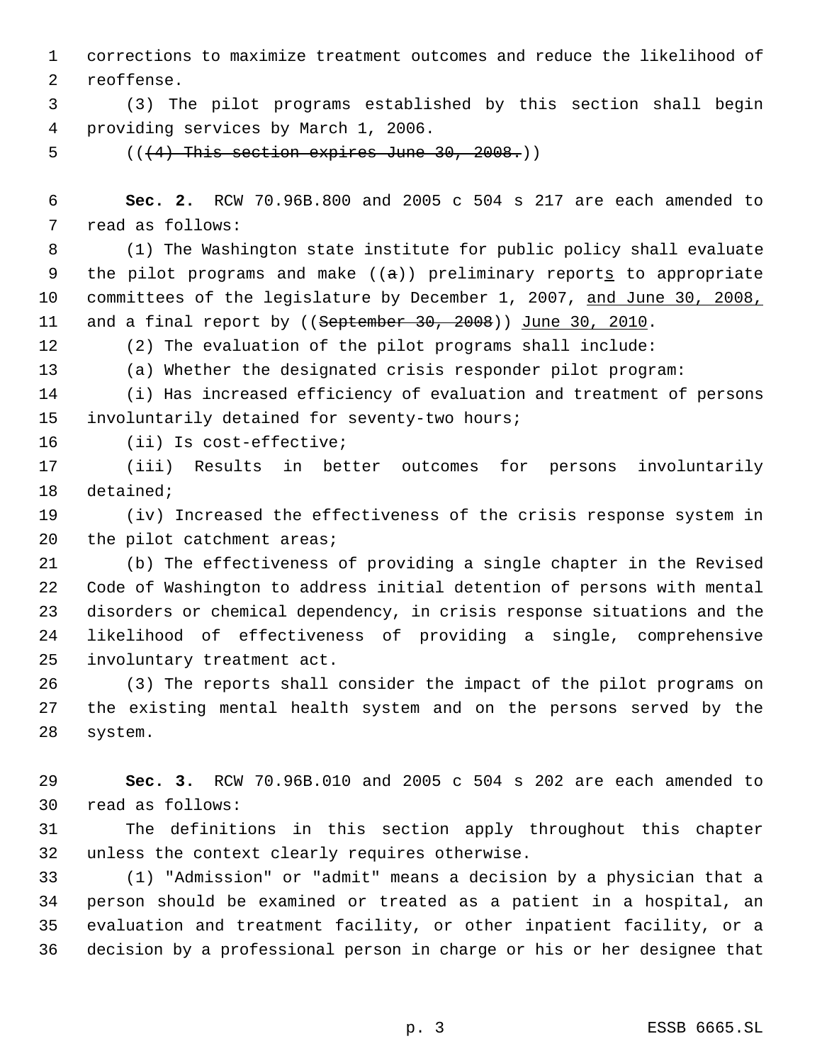corrections to maximize treatment outcomes and reduce the likelihood of reoffense.

(3) The pilot programs established by this section shall begin providing services by March 1, 2006.

(((4) This section expires June 30, 2008.))

**Sec. 2.** RCW 70.96B.800 and 2005 c 504 s 217 are each amended to read as follows:

(1) The Washington state institute for public policy shall evaluate the pilot programs and make ((a)) preliminary reports to appropriate committees of the legislature by December 1, 2007, and June 30, 2008, and a final report by ((September 30, 2008)) June 30, 2010.

(2) The evaluation of the pilot programs shall include:

(a) Whether the designated crisis responder pilot program:

(i) Has increased efficiency of evaluation and treatment of persons involuntarily detained for seventy-two hours;

(ii) Is cost-effective;

(iii) Results in better outcomes for persons involuntarily detained;

(iv) Increased the effectiveness of the crisis response system in the pilot catchment areas;

(b) The effectiveness of providing a single chapter in the Revised Code of Washington to address initial detention of persons with mental disorders or chemical dependency, in crisis response situations and the likelihood of effectiveness of providing a single, comprehensive involuntary treatment act.

(3) The reports shall consider the impact of the pilot programs on the existing mental health system and on the persons served by the system.

**Sec. 3.** RCW 70.96B.010 and 2005 c 504 s 202 are each amended to read as follows:

The definitions in this section apply throughout this chapter unless the context clearly requires otherwise.

(1) "Admission" or "admit" means a decision by a physician that a person should be examined or treated as a patient in a hospital, an evaluation and treatment facility, or other inpatient facility, or a decision by a professional person in charge or his or her designee that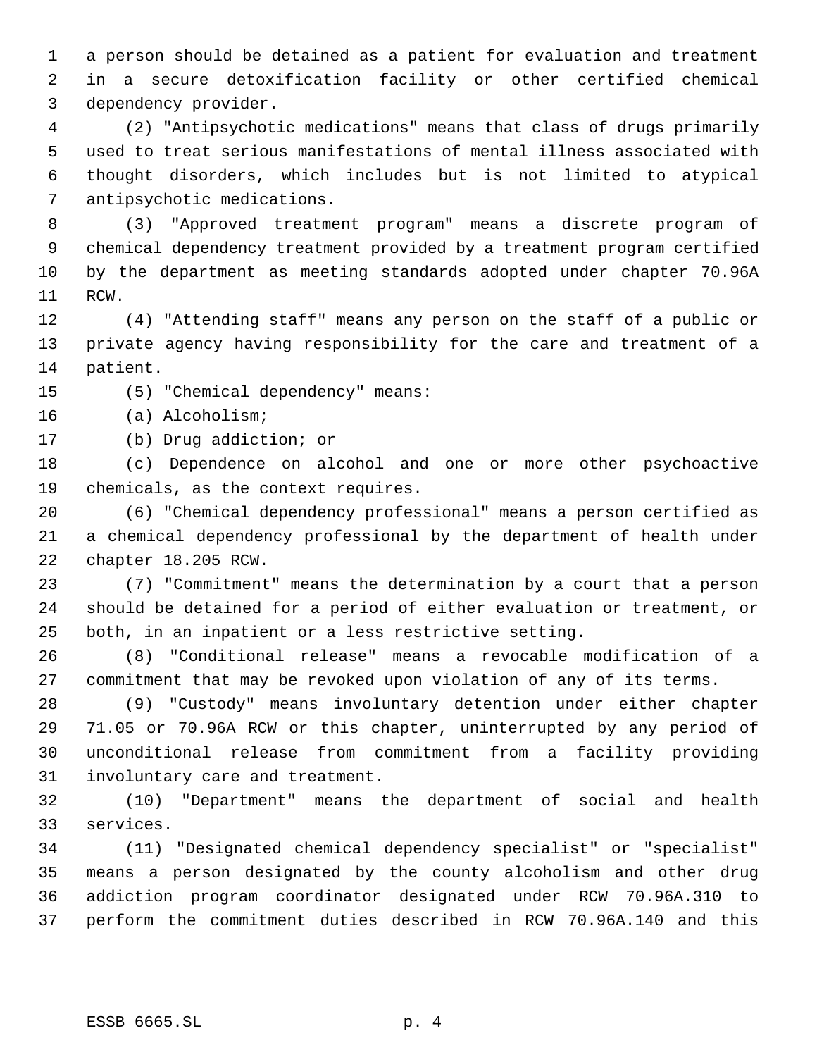a person should be detained as a patient for evaluation and treatment in a secure detoxification facility or other certified chemical dependency provider.

(2) "Antipsychotic medications" means that class of drugs primarily used to treat serious manifestations of mental illness associated with thought disorders, which includes but is not limited to atypical antipsychotic medications.

(3) "Approved treatment program" means a discrete program of chemical dependency treatment provided by a treatment program certified by the department as meeting standards adopted under chapter 70.96A RCW.

(4) "Attending staff" means any person on the staff of a public or private agency having responsibility for the care and treatment of a patient.

(5) "Chemical dependency" means:

(a) Alcoholism;

(b) Drug addiction; or

(c) Dependence on alcohol and one or more other psychoactive chemicals, as the context requires.

(6) "Chemical dependency professional" means a person certified as a chemical dependency professional by the department of health under chapter 18.205 RCW.

(7) "Commitment" means the determination by a court that a person should be detained for a period of either evaluation or treatment, or both, in an inpatient or a less restrictive setting.

(8) "Conditional release" means a revocable modification of a commitment that may be revoked upon violation of any of its terms.

(9) "Custody" means involuntary detention under either chapter 71.05 or 70.96A RCW or this chapter, uninterrupted by any period of unconditional release from commitment from a facility providing involuntary care and treatment.

(10) "Department" means the department of social and health services.

(11) "Designated chemical dependency specialist" or "specialist" means a person designated by the county alcoholism and other drug addiction program coordinator designated under RCW 70.96A.310 to perform the commitment duties described in RCW 70.96A.140 and this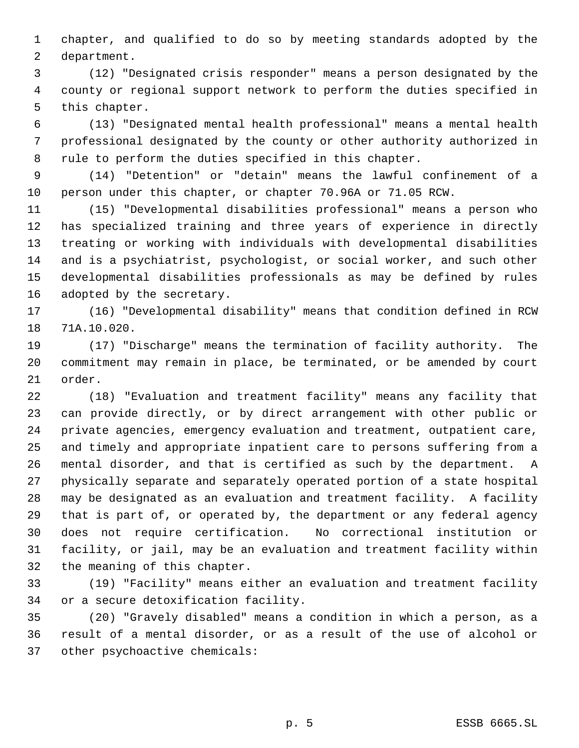chapter, and qualified to do so by meeting standards adopted by the department.

(12) "Designated crisis responder" means a person designated by the county or regional support network to perform the duties specified in this chapter.

(13) "Designated mental health professional" means a mental health professional designated by the county or other authority authorized in rule to perform the duties specified in this chapter.

(14) "Detention" or "detain" means the lawful confinement of a person under this chapter, or chapter 70.96A or 71.05 RCW.

(15) "Developmental disabilities professional" means a person who has specialized training and three years of experience in directly treating or working with individuals with developmental disabilities and is a psychiatrist, psychologist, or social worker, and such other developmental disabilities professionals as may be defined by rules adopted by the secretary.

(16) "Developmental disability" means that condition defined in RCW 71A.10.020.

(17) "Discharge" means the termination of facility authority. The commitment may remain in place, be terminated, or be amended by court order.

(18) "Evaluation and treatment facility" means any facility that can provide directly, or by direct arrangement with other public or private agencies, emergency evaluation and treatment, outpatient care, and timely and appropriate inpatient care to persons suffering from a mental disorder, and that is certified as such by the department. A physically separate and separately operated portion of a state hospital may be designated as an evaluation and treatment facility. A facility that is part of, or operated by, the department or any federal agency does not require certification. No correctional institution or facility, or jail, may be an evaluation and treatment facility within the meaning of this chapter.

(19) "Facility" means either an evaluation and treatment facility or a secure detoxification facility.

(20) "Gravely disabled" means a condition in which a person, as a result of a mental disorder, or as a result of the use of alcohol or other psychoactive chemicals: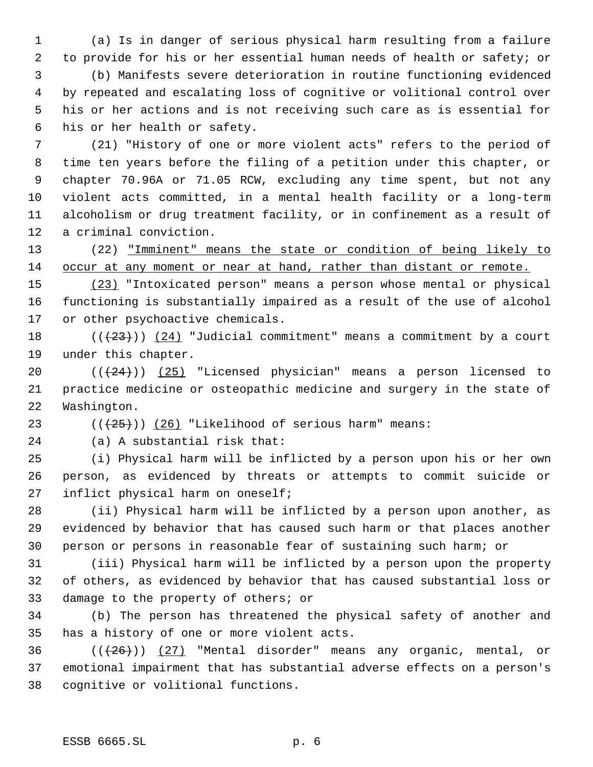(a) Is in danger of serious physical harm resulting from a failure to provide for his or her essential human needs of health or safety; or

(b) Manifests severe deterioration in routine functioning evidenced by repeated and escalating loss of cognitive or volitional control over his or her actions and is not receiving such care as is essential for his or her health or safety.

(21) "History of one or more violent acts" refers to the period of time ten years before the filing of a petition under this chapter, or chapter 70.96A or 71.05 RCW, excluding any time spent, but not any violent acts committed, in a mental health facility or a long-term alcoholism or drug treatment facility, or in confinement as a result of a criminal conviction.

(22) "Imminent" means the state or condition of being likely to occur at any moment or near at hand, rather than distant or remote.

(23) "Intoxicated person" means a person whose mental or physical functioning is substantially impaired as a result of the use of alcohol or other psychoactive chemicals.

(((23))) (24) "Judicial commitment" means a commitment by a court under this chapter.

(((24))) (25) "Licensed physician" means a person licensed to practice medicine or osteopathic medicine and surgery in the state of Washington.

(((25))) (26) "Likelihood of serious harm" means:

(a) A substantial risk that:

(i) Physical harm will be inflicted by a person upon his or her own person, as evidenced by threats or attempts to commit suicide or inflict physical harm on oneself;

(ii) Physical harm will be inflicted by a person upon another, as evidenced by behavior that has caused such harm or that places another person or persons in reasonable fear of sustaining such harm; or

(iii) Physical harm will be inflicted by a person upon the property of others, as evidenced by behavior that has caused substantial loss or damage to the property of others; or

(b) The person has threatened the physical safety of another and has a history of one or more violent acts.

(((26))) (27) "Mental disorder" means any organic, mental, or emotional impairment that has substantial adverse effects on a person's cognitive or volitional functions.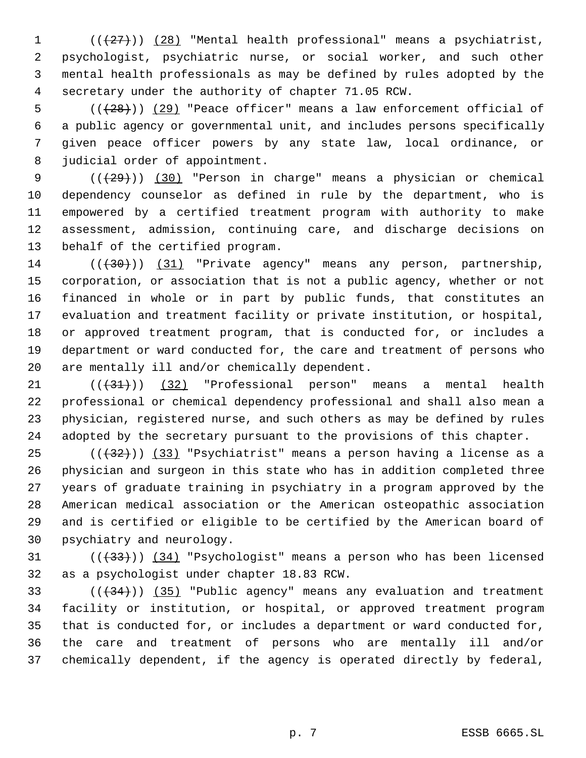((~~(27)~~)) (28) "Mental health professional" means a psychiatrist, psychologist, psychiatric nurse, or social worker, and such other mental health professionals as may be defined by rules adopted by the secretary under the authority of chapter 71.05 RCW.

((~~(28)~~)) (29) "Peace officer" means a law enforcement official of a public agency or governmental unit, and includes persons specifically given peace officer powers by any state law, local ordinance, or judicial order of appointment.

((~~(29)~~)) (30) "Person in charge" means a physician or chemical dependency counselor as defined in rule by the department, who is empowered by a certified treatment program with authority to make assessment, admission, continuing care, and discharge decisions on behalf of the certified program.

((~~(30)~~)) (31) "Private agency" means any person, partnership, corporation, or association that is not a public agency, whether or not financed in whole or in part by public funds, that constitutes an evaluation and treatment facility or private institution, or hospital, or approved treatment program, that is conducted for, or includes a department or ward conducted for, the care and treatment of persons who are mentally ill and/or chemically dependent.

((~~(31)~~)) (32) "Professional person" means a mental health professional or chemical dependency professional and shall also mean a physician, registered nurse, and such others as may be defined by rules adopted by the secretary pursuant to the provisions of this chapter.

((~~(32)~~)) (33) "Psychiatrist" means a person having a license as a physician and surgeon in this state who has in addition completed three years of graduate training in psychiatry in a program approved by the American medical association or the American osteopathic association and is certified or eligible to be certified by the American board of psychiatry and neurology.

((~~(33)~~)) (34) "Psychologist" means a person who has been licensed as a psychologist under chapter 18.83 RCW.

((~~(34)~~)) (35) "Public agency" means any evaluation and treatment facility or institution, or hospital, or approved treatment program that is conducted for, or includes a department or ward conducted for, the care and treatment of persons who are mentally ill and/or chemically dependent, if the agency is operated directly by federal,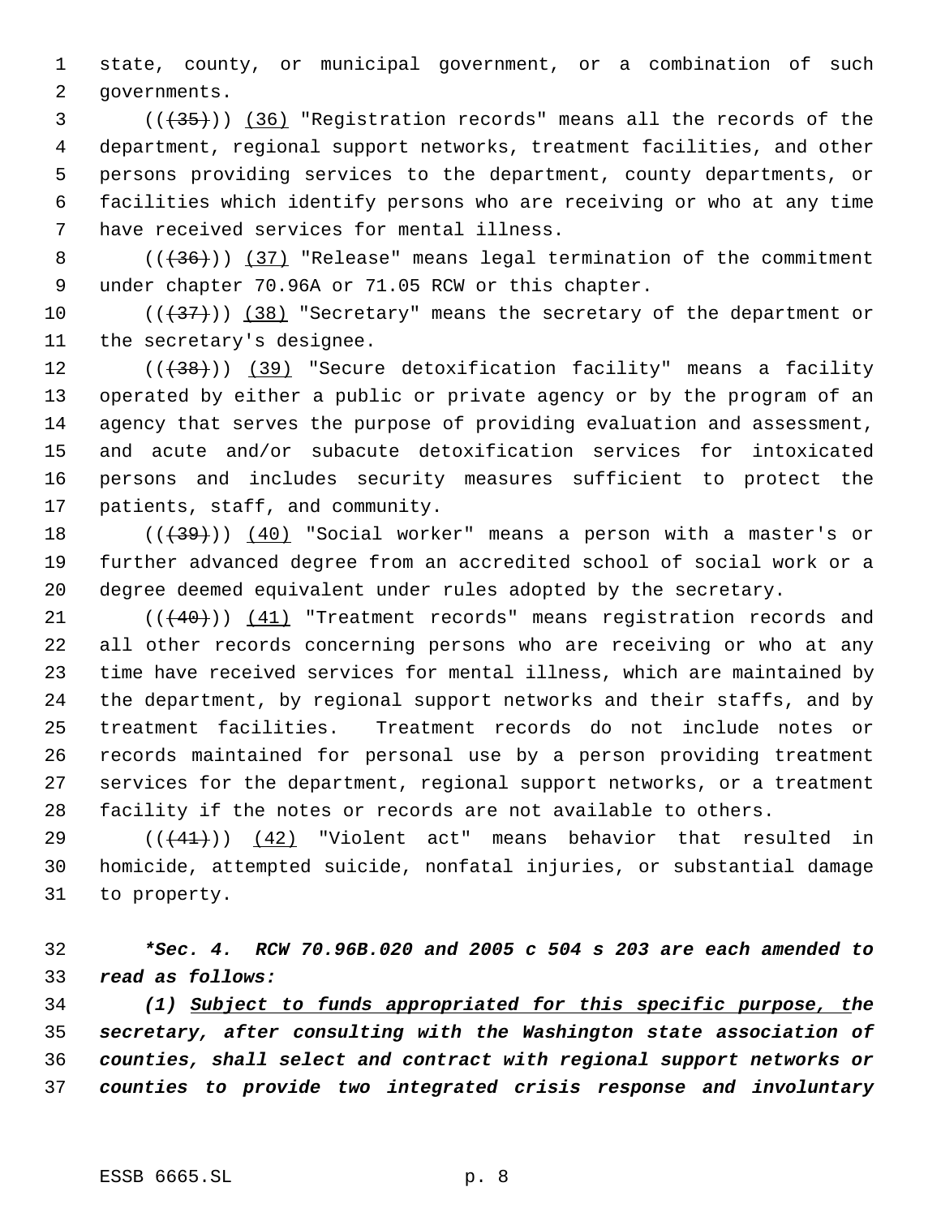state, county, or municipal government, or a combination of such governments.

(((35))) (36) "Registration records" means all the records of the department, regional support networks, treatment facilities, and other persons providing services to the department, county departments, or facilities which identify persons who are receiving or who at any time have received services for mental illness.

(((36))) (37) "Release" means legal termination of the commitment under chapter 70.96A or 71.05 RCW or this chapter.

(((37))) (38) "Secretary" means the secretary of the department or the secretary's designee.

(((38))) (39) "Secure detoxification facility" means a facility operated by either a public or private agency or by the program of an agency that serves the purpose of providing evaluation and assessment, and acute and/or subacute detoxification services for intoxicated persons and includes security measures sufficient to protect the patients, staff, and community.

(((39))) (40) "Social worker" means a person with a master's or further advanced degree from an accredited school of social work or a degree deemed equivalent under rules adopted by the secretary.

(((40))) (41) "Treatment records" means registration records and all other records concerning persons who are receiving or who at any time have received services for mental illness, which are maintained by the department, by regional support networks and their staffs, and by treatment facilities. Treatment records do not include notes or records maintained for personal use by a person providing treatment services for the department, regional support networks, or a treatment facility if the notes or records are not available to others.

(((41))) (42) "Violent act" means behavior that resulted in homicide, attempted suicide, nonfatal injuries, or substantial damage to property.

***Sec. 4. RCW 70.96B.020 and 2005 c 504 s 203 are each amended to read as follows:***

*(1) Subject to funds appropriated for this specific purpose, the secretary, after consulting with the Washington state association of counties, shall select and contract with regional support networks or counties to provide two integrated crisis response and involuntary*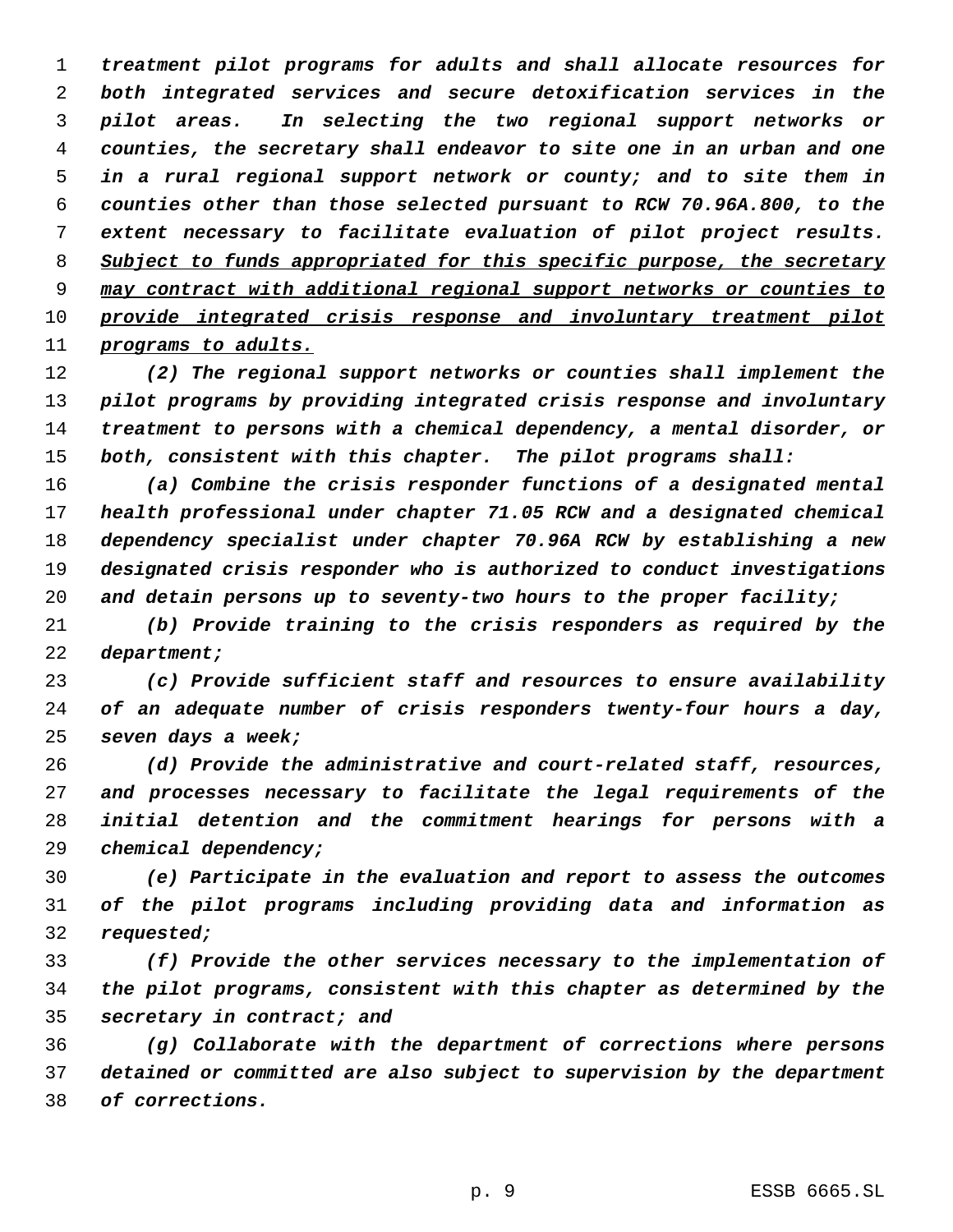*treatment pilot programs for adults and shall allocate resources for both integrated services and secure detoxification services in the pilot areas. In selecting the two regional support networks or counties, the secretary shall endeavor to site one in an urban and one in a rural regional support network or county; and to site them in counties other than those selected pursuant to RCW 70.96A.800, to the extent necessary to facilitate evaluation of pilot project results.* <u>*Subject to funds appropriated for this specific purpose, the secretary may contract with additional regional support networks or counties to provide integrated crisis response and involuntary treatment pilot programs to adults.*</u>

*(2) The regional support networks or counties shall implement the pilot programs by providing integrated crisis response and involuntary treatment to persons with a chemical dependency, a mental disorder, or both, consistent with this chapter. The pilot programs shall:*

*(a) Combine the crisis responder functions of a designated mental health professional under chapter 71.05 RCW and a designated chemical dependency specialist under chapter 70.96A RCW by establishing a new designated crisis responder who is authorized to conduct investigations and detain persons up to seventy-two hours to the proper facility;*

*(b) Provide training to the crisis responders as required by the department;*

*(c) Provide sufficient staff and resources to ensure availability of an adequate number of crisis responders twenty-four hours a day, seven days a week;*

*(d) Provide the administrative and court-related staff, resources, and processes necessary to facilitate the legal requirements of the initial detention and the commitment hearings for persons with a chemical dependency;*

*(e) Participate in the evaluation and report to assess the outcomes of the pilot programs including providing data and information as requested;*

*(f) Provide the other services necessary to the implementation of the pilot programs, consistent with this chapter as determined by the secretary in contract; and*

*(g) Collaborate with the department of corrections where persons detained or committed are also subject to supervision by the department of corrections.*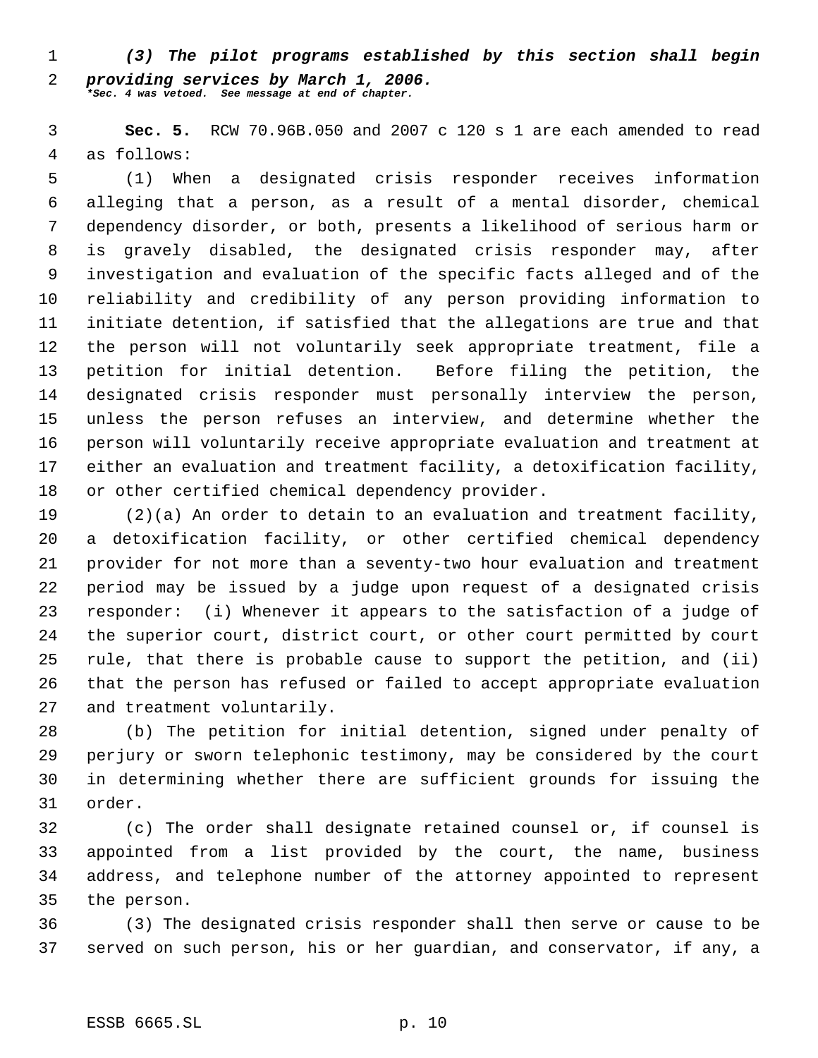***(3) The pilot programs established by this section shall begin providing services by March 1, 2006.***
****Sec. 4 was vetoed. See message at end of chapter.***

**Sec. 5.** RCW 70.96B.050 and 2007 c 120 s 1 are each amended to read as follows:

(1) When a designated crisis responder receives information alleging that a person, as a result of a mental disorder, chemical dependency disorder, or both, presents a likelihood of serious harm or is gravely disabled, the designated crisis responder may, after investigation and evaluation of the specific facts alleged and of the reliability and credibility of any person providing information to initiate detention, if satisfied that the allegations are true and that the person will not voluntarily seek appropriate treatment, file a petition for initial detention. Before filing the petition, the designated crisis responder must personally interview the person, unless the person refuses an interview, and determine whether the person will voluntarily receive appropriate evaluation and treatment at either an evaluation and treatment facility, a detoxification facility, or other certified chemical dependency provider.

(2)(a) An order to detain to an evaluation and treatment facility, a detoxification facility, or other certified chemical dependency provider for not more than a seventy-two hour evaluation and treatment period may be issued by a judge upon request of a designated crisis responder: (i) Whenever it appears to the satisfaction of a judge of the superior court, district court, or other court permitted by court rule, that there is probable cause to support the petition, and (ii) that the person has refused or failed to accept appropriate evaluation and treatment voluntarily.

(b) The petition for initial detention, signed under penalty of perjury or sworn telephonic testimony, may be considered by the court in determining whether there are sufficient grounds for issuing the order.

(c) The order shall designate retained counsel or, if counsel is appointed from a list provided by the court, the name, business address, and telephone number of the attorney appointed to represent the person.

(3) The designated crisis responder shall then serve or cause to be served on such person, his or her guardian, and conservator, if any, a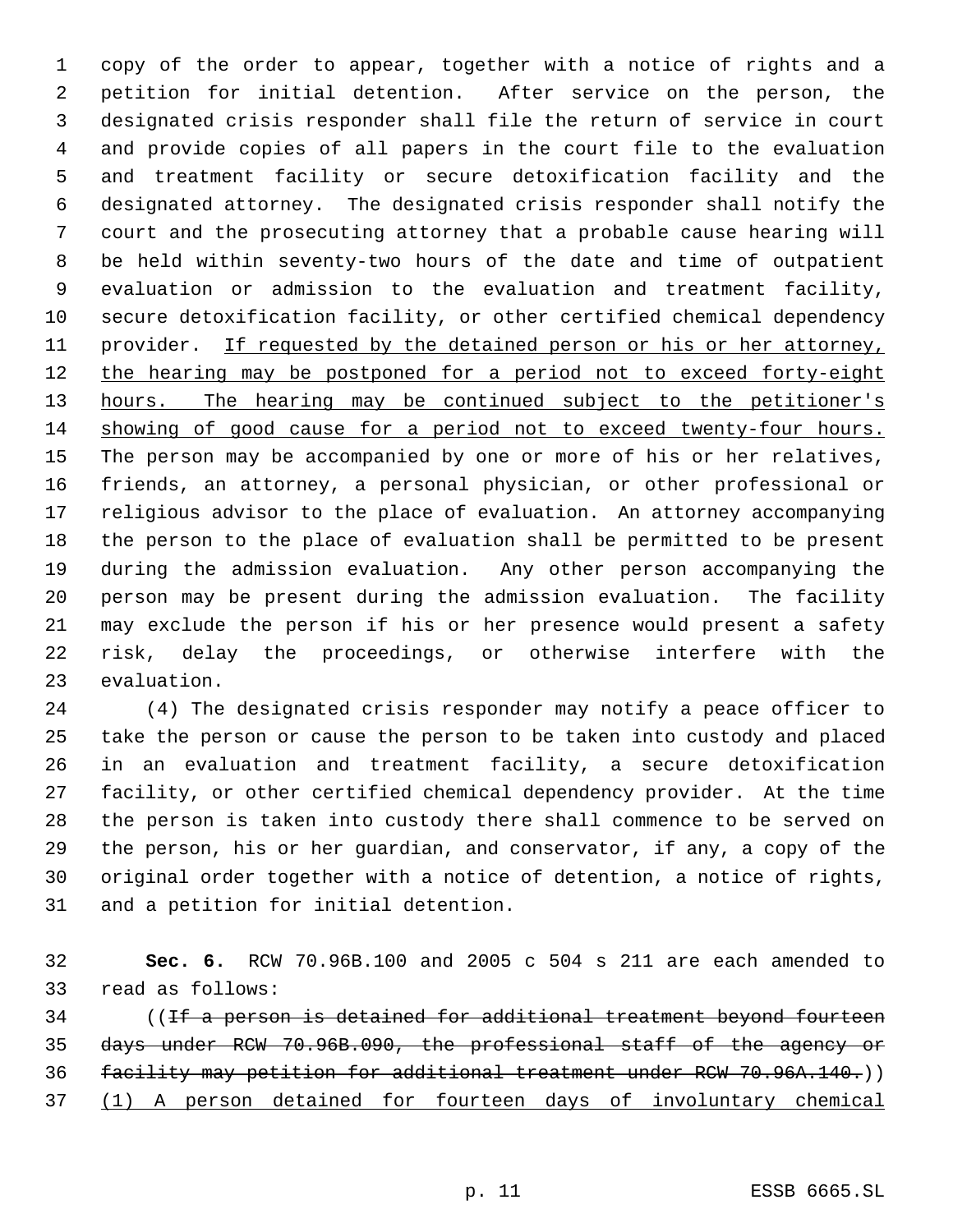copy of the order to appear, together with a notice of rights and a petition for initial detention. After service on the person, the designated crisis responder shall file the return of service in court and provide copies of all papers in the court file to the evaluation and treatment facility or secure detoxification facility and the designated attorney. The designated crisis responder shall notify the court and the prosecuting attorney that a probable cause hearing will be held within seventy-two hours of the date and time of outpatient evaluation or admission to the evaluation and treatment facility, secure detoxification facility, or other certified chemical dependency provider. <u>If requested by the detained person or his or her attorney, the hearing may be postponed for a period not to exceed forty-eight hours. The hearing may be continued subject to the petitioner's showing of good cause for a period not to exceed twenty-four hours.</u> The person may be accompanied by one or more of his or her relatives, friends, an attorney, a personal physician, or other professional or religious advisor to the place of evaluation. An attorney accompanying the person to the place of evaluation shall be permitted to be present during the admission evaluation. Any other person accompanying the person may be present during the admission evaluation. The facility may exclude the person if his or her presence would present a safety risk, delay the proceedings, or otherwise interfere with the evaluation.

(4) The designated crisis responder may notify a peace officer to take the person or cause the person to be taken into custody and placed in an evaluation and treatment facility, a secure detoxification facility, or other certified chemical dependency provider. At the time the person is taken into custody there shall commence to be served on the person, his or her guardian, and conservator, if any, a copy of the original order together with a notice of detention, a notice of rights, and a petition for initial detention.

**Sec. 6.** RCW 70.96B.100 and 2005 c 504 s 211 are each amended to read as follows:

((~~If a person is detained for additional treatment beyond fourteen days under RCW 70.96B.090, the professional staff of the agency or facility may petition for additional treatment under RCW 70.96A.140.~~)) <u>(1) A person detained for fourteen days of involuntary chemical</u>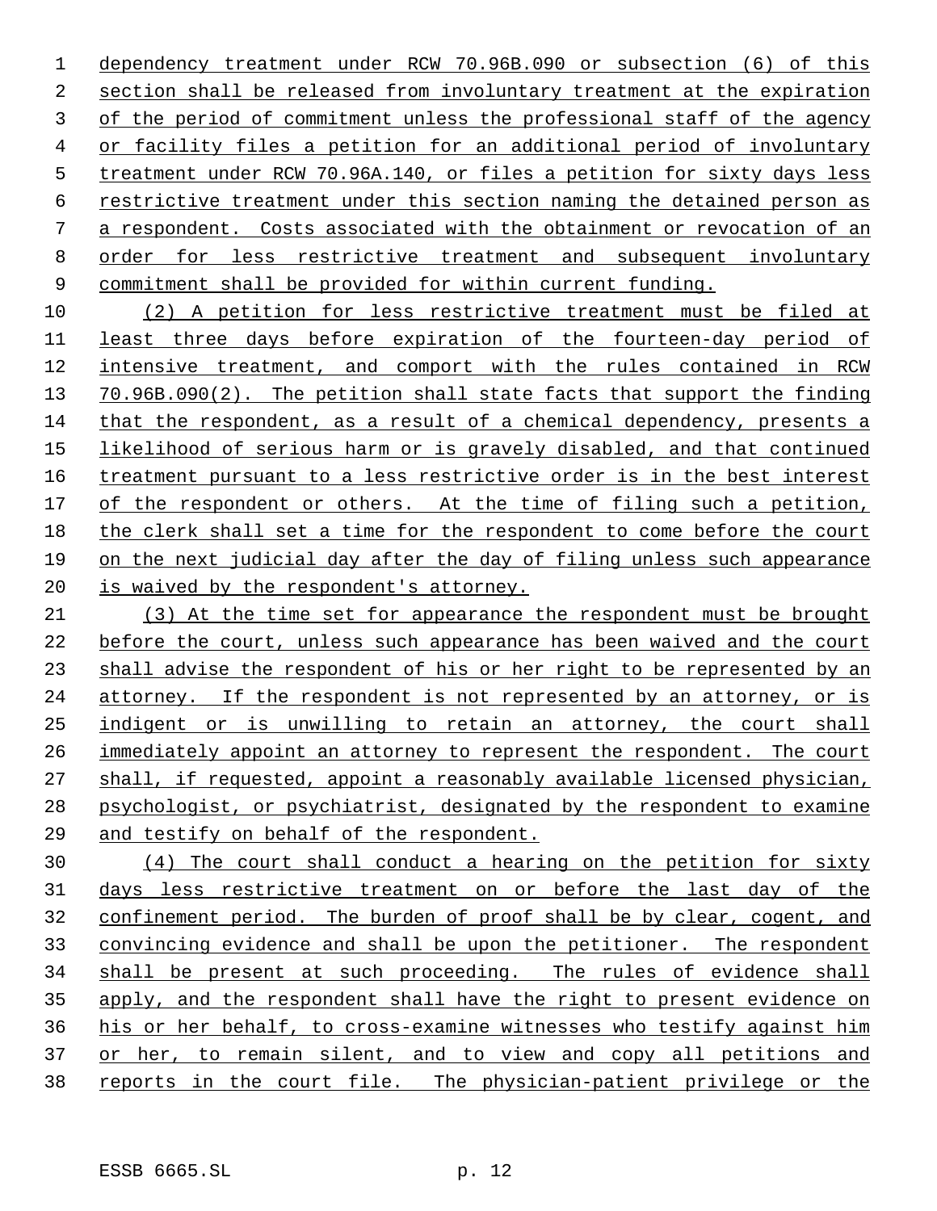dependency treatment under RCW 70.96B.090 or subsection (6) of this section shall be released from involuntary treatment at the expiration of the period of commitment unless the professional staff of the agency or facility files a petition for an additional period of involuntary treatment under RCW 70.96A.140, or files a petition for sixty days less restrictive treatment under this section naming the detained person as a respondent. Costs associated with the obtainment or revocation of an order for less restrictive treatment and subsequent involuntary commitment shall be provided for within current funding.

(2) A petition for less restrictive treatment must be filed at least three days before expiration of the fourteen-day period of intensive treatment, and comport with the rules contained in RCW 70.96B.090(2). The petition shall state facts that support the finding that the respondent, as a result of a chemical dependency, presents a likelihood of serious harm or is gravely disabled, and that continued treatment pursuant to a less restrictive order is in the best interest of the respondent or others. At the time of filing such a petition, the clerk shall set a time for the respondent to come before the court on the next judicial day after the day of filing unless such appearance is waived by the respondent's attorney.

(3) At the time set for appearance the respondent must be brought before the court, unless such appearance has been waived and the court shall advise the respondent of his or her right to be represented by an attorney. If the respondent is not represented by an attorney, or is indigent or is unwilling to retain an attorney, the court shall immediately appoint an attorney to represent the respondent. The court shall, if requested, appoint a reasonably available licensed physician, psychologist, or psychiatrist, designated by the respondent to examine and testify on behalf of the respondent.

(4) The court shall conduct a hearing on the petition for sixty days less restrictive treatment on or before the last day of the confinement period. The burden of proof shall be by clear, cogent, and convincing evidence and shall be upon the petitioner. The respondent shall be present at such proceeding. The rules of evidence shall apply, and the respondent shall have the right to present evidence on his or her behalf, to cross-examine witnesses who testify against him or her, to remain silent, and to view and copy all petitions and reports in the court file. The physician-patient privilege or the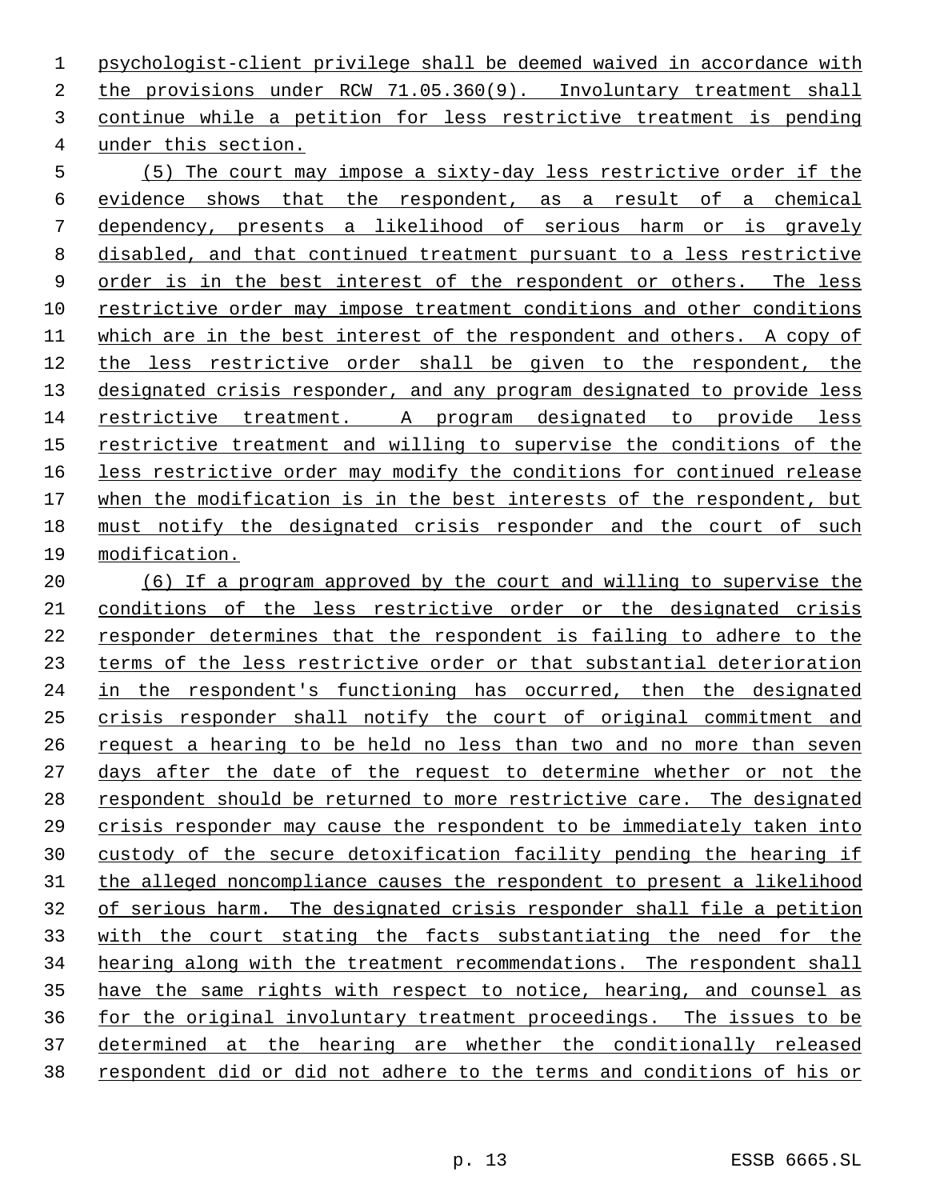psychologist-client privilege shall be deemed waived in accordance with the provisions under RCW 71.05.360(9). Involuntary treatment shall continue while a petition for less restrictive treatment is pending under this section.

(5) The court may impose a sixty-day less restrictive order if the evidence shows that the respondent, as a result of a chemical dependency, presents a likelihood of serious harm or is gravely disabled, and that continued treatment pursuant to a less restrictive order is in the best interest of the respondent or others. The less restrictive order may impose treatment conditions and other conditions which are in the best interest of the respondent and others. A copy of the less restrictive order shall be given to the respondent, the designated crisis responder, and any program designated to provide less restrictive treatment. A program designated to provide less restrictive treatment and willing to supervise the conditions of the less restrictive order may modify the conditions for continued release when the modification is in the best interests of the respondent, but must notify the designated crisis responder and the court of such modification.

(6) If a program approved by the court and willing to supervise the conditions of the less restrictive order or the designated crisis responder determines that the respondent is failing to adhere to the terms of the less restrictive order or that substantial deterioration in the respondent's functioning has occurred, then the designated crisis responder shall notify the court of original commitment and request a hearing to be held no less than two and no more than seven days after the date of the request to determine whether or not the respondent should be returned to more restrictive care. The designated crisis responder may cause the respondent to be immediately taken into custody of the secure detoxification facility pending the hearing if the alleged noncompliance causes the respondent to present a likelihood of serious harm. The designated crisis responder shall file a petition with the court stating the facts substantiating the need for the hearing along with the treatment recommendations. The respondent shall have the same rights with respect to notice, hearing, and counsel as for the original involuntary treatment proceedings. The issues to be determined at the hearing are whether the conditionally released respondent did or did not adhere to the terms and conditions of his or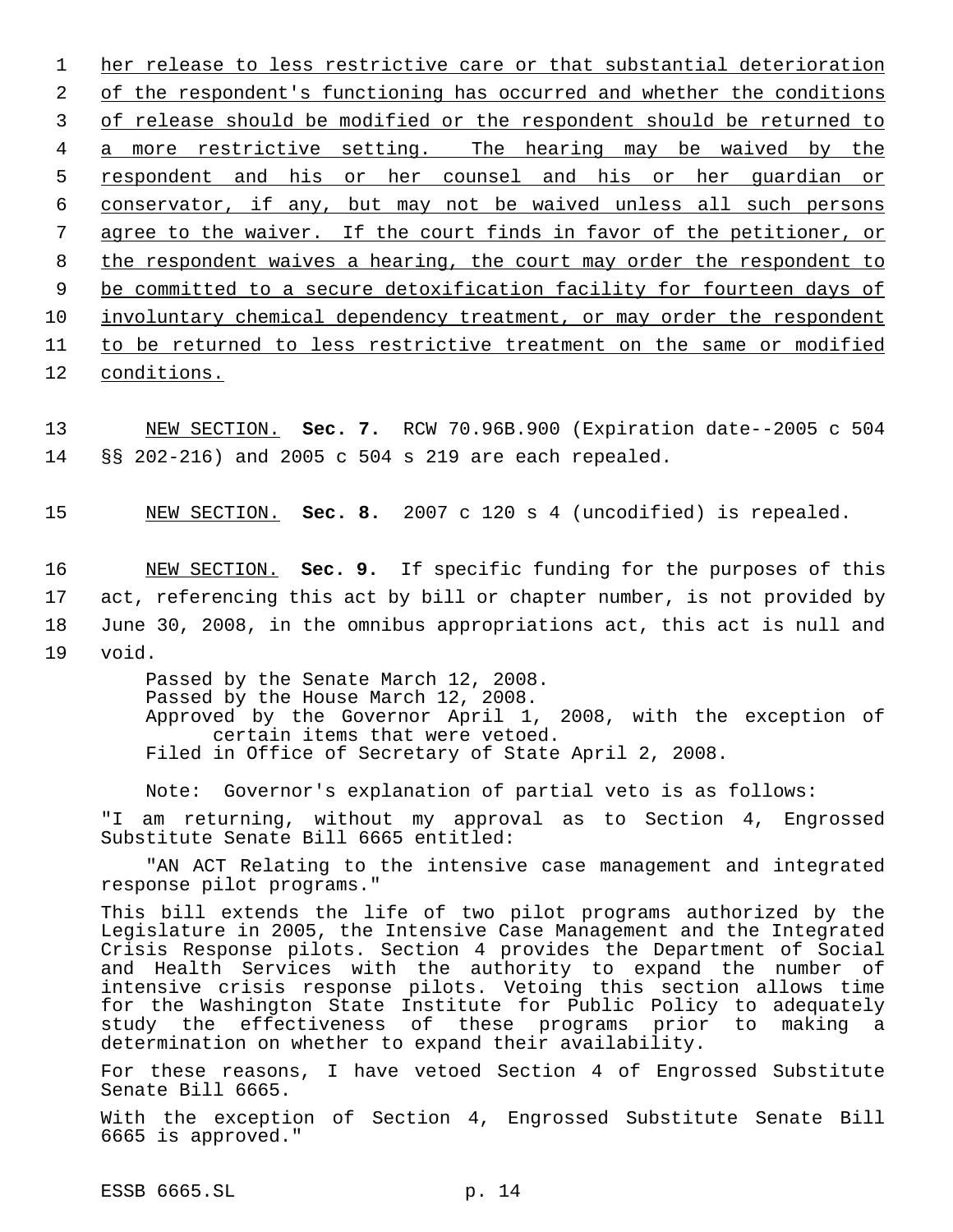her release to less restrictive care or that substantial deterioration of the respondent's functioning has occurred and whether the conditions of release should be modified or the respondent should be returned to a more restrictive setting. The hearing may be waived by the respondent and his or her counsel and his or her guardian or conservator, if any, but may not be waived unless all such persons agree to the waiver. If the court finds in favor of the petitioner, or the respondent waives a hearing, the court may order the respondent to be committed to a secure detoxification facility for fourteen days of involuntary chemical dependency treatment, or may order the respondent to be returned to less restrictive treatment on the same or modified conditions.

NEW SECTION. **Sec. 7.** RCW 70.96B.900 (Expiration date--2005 c 504 §§ 202-216) and 2005 c 504 s 219 are each repealed.

NEW SECTION. **Sec. 8.** 2007 c 120 s 4 (uncodified) is repealed.

NEW SECTION. **Sec. 9.** If specific funding for the purposes of this act, referencing this act by bill or chapter number, is not provided by June 30, 2008, in the omnibus appropriations act, this act is null and void.

Passed by the Senate March 12, 2008.
Passed by the House March 12, 2008.
Approved by the Governor April 1, 2008, with the exception of certain items that were vetoed.
Filed in Office of Secretary of State April 2, 2008.

Note: Governor's explanation of partial veto is as follows:

"I am returning, without my approval as to Section 4, Engrossed Substitute Senate Bill 6665 entitled:

"AN ACT Relating to the intensive case management and integrated response pilot programs."

This bill extends the life of two pilot programs authorized by the Legislature in 2005, the Intensive Case Management and the Integrated Crisis Response pilots. Section 4 provides the Department of Social and Health Services with the authority to expand the number of intensive crisis response pilots. Vetoing this section allows time for the Washington State Institute for Public Policy to adequately study the effectiveness of these programs prior to making a determination on whether to expand their availability.

For these reasons, I have vetoed Section 4 of Engrossed Substitute Senate Bill 6665.

With the exception of Section 4, Engrossed Substitute Senate Bill 6665 is approved."